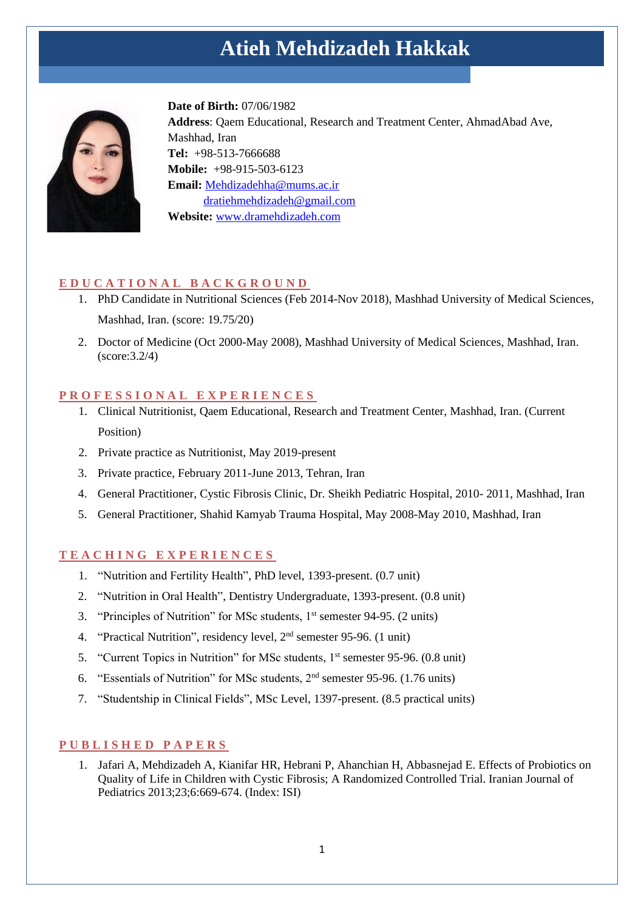# Atieh Mehdizadeh Hakkak

**Date of Birth:** 07/06/1982
**Address**: Qaem Educational, Research and Treatment Center, AhmadAbad Ave, Mashhad, Iran
**Tel:** +98-513-7666688
**Mobile:** +98-915-503-6123
**Email:** Mehdizadehha@mums.ac.ir
dratiehmehdizadeh@gmail.com
**Website:** www.dramehdizadeh.com

## EDUCATIONAL BACKGROUND

1. PhD Candidate in Nutritional Sciences (Feb 2014-Nov 2018), Mashhad University of Medical Sciences, Mashhad, Iran. (score: 19.75/20)
2. Doctor of Medicine (Oct 2000-May 2008), Mashhad University of Medical Sciences, Mashhad, Iran. (score:3.2/4)

## PROFESSIONAL EXPERIENCES

1. Clinical Nutritionist, Qaem Educational, Research and Treatment Center, Mashhad, Iran. (Current Position)
2. Private practice as Nutritionist, May 2019-present
3. Private practice, February 2011-June 2013, Tehran, Iran
4. General Practitioner, Cystic Fibrosis Clinic, Dr. Sheikh Pediatric Hospital, 2010- 2011, Mashhad, Iran
5. General Practitioner, Shahid Kamyab Trauma Hospital, May 2008-May 2010, Mashhad, Iran

## TEACHING EXPERIENCES

1. "Nutrition and Fertility Health", PhD level, 1393-present. (0.7 unit)
2. "Nutrition in Oral Health", Dentistry Undergraduate, 1393-present. (0.8 unit)
3. "Principles of Nutrition" for MSc students, 1st semester 94-95. (2 units)
4. "Practical Nutrition", residency level, 2nd semester 95-96. (1 unit)
5. "Current Topics in Nutrition" for MSc students, 1st semester 95-96. (0.8 unit)
6. "Essentials of Nutrition" for MSc students, 2nd semester 95-96. (1.76 units)
7. "Studentship in Clinical Fields", MSc Level, 1397-present. (8.5 practical units)

## PUBLISHED PAPERS

1. Jafari A, Mehdizadeh A, Kianifar HR, Hebrani P, Ahanchian H, Abbasnejad E. Effects of Probiotics on Quality of Life in Children with Cystic Fibrosis; A Randomized Controlled Trial. Iranian Journal of Pediatrics 2013;23;6:669-674. (Index: ISI)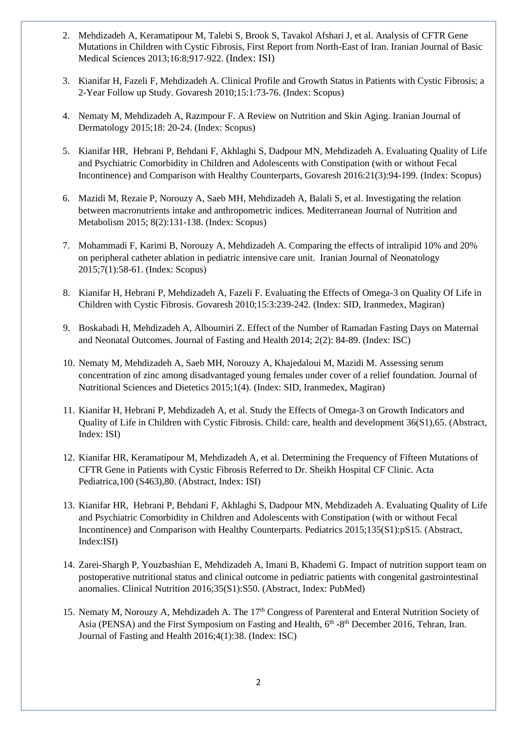2. Mehdizadeh A, Keramatipour M, Talebi S, Brook S, Tavakol Afshari J, et al. Analysis of CFTR Gene Mutations in Children with Cystic Fibrosis, First Report from North-East of Iran. Iranian Journal of Basic Medical Sciences 2013;16:8;917-922. (Index: ISI)

3. Kianifar H, Fazeli F, Mehdizadeh A. Clinical Profile and Growth Status in Patients with Cystic Fibrosis; a 2-Year Follow up Study. Govaresh 2010;15:1:73-76. (Index: Scopus)

4. Nematy M, Mehdizadeh A, Razmpour F. A Review on Nutrition and Skin Aging. Iranian Journal of Dermatology 2015;18: 20-24. (Index: Scopus)

5. Kianifar HR, Hebrani P, Behdani F, Akhlaghi S, Dadpour MN, Mehdizadeh A. Evaluating Quality of Life and Psychiatric Comorbidity in Children and Adolescents with Constipation (with or without Fecal Incontinence) and Comparison with Healthy Counterparts, Govaresh 2016:21(3):94-199. (Index: Scopus)

6. Mazidi M, Rezaie P, Norouzy A, Saeb MH, Mehdizadeh A, Balali S, et al. Investigating the relation between macronutrients intake and anthropometric indices. Mediterranean Journal of Nutrition and Metabolism 2015; 8(2):131-138. (Index: Scopus)

7. Mohammadi F, Karimi B, Norouzy A, Mehdizadeh A. Comparing the effects of intralipid 10% and 20% on peripheral catheter ablation in pediatric intensive care unit. Iranian Journal of Neonatology 2015;7(1):58-61. (Index: Scopus)

8. Kianifar H, Hebrani P, Mehdizadeh A, Fazeli F. Evaluating the Effects of Omega-3 on Quality Of Life in Children with Cystic Fibrosis. Govaresh 2010;15:3:239-242. (Index: SID, Iranmedex, Magiran)

9. Boskabadi H, Mehdizadeh A, Alboumiri Z. Effect of the Number of Ramadan Fasting Days on Maternal and Neonatal Outcomes. Journal of Fasting and Health 2014; 2(2): 84-89. (Index: ISC)

10. Nematy M, Mehdizadeh A, Saeb MH, Norouzy A, Khajedaloui M, Mazidi M. Assessing serum concentration of zinc among disadvantaged young females under cover of a relief foundation. Journal of Nutritional Sciences and Dietetics 2015;1(4). (Index: SID, Iranmedex, Magiran)

11. Kianifar H, Hebrani P, Mehdizadeh A, et al. Study the Effects of Omega-3 on Growth Indicators and Quality of Life in Children with Cystic Fibrosis. Child: care, health and development 36(S1),65. (Abstract, Index: ISI)

12. Kianifar HR, Keramatipour M, Mehdizadeh A, et al. Determining the Frequency of Fifteen Mutations of CFTR Gene in Patients with Cystic Fibrosis Referred to Dr. Sheikh Hospital CF Clinic. Acta Pediatrica,100 (S463),80. (Abstract, Index: ISI)

13. Kianifar HR, Hebrani P, Behdani F, Akhlaghi S, Dadpour MN, Mehdizadeh A. Evaluating Quality of Life and Psychiatric Comorbidity in Children and Adolescents with Constipation (with or without Fecal Incontinence) and Comparison with Healthy Counterparts. Pediatrics 2015;135(S1):pS15. (Abstract, Index:ISI)

14. Zarei-Shargh P, Youzbashian E, Mehdizadeh A, Imani B, Khademi G. Impact of nutrition support team on postoperative nutritional status and clinical outcome in pediatric patients with congenital gastrointestinal anomalies. Clinical Nutrition 2016;35(S1):S50. (Abstract, Index: PubMed)

15. Nematy M, Norouzy A, Mehdizadeh A. The 17th Congress of Parenteral and Enteral Nutrition Society of Asia (PENSA) and the First Symposium on Fasting and Health, 6th -8th December 2016, Tehran, Iran. Journal of Fasting and Health 2016;4(1):38. (Index: ISC)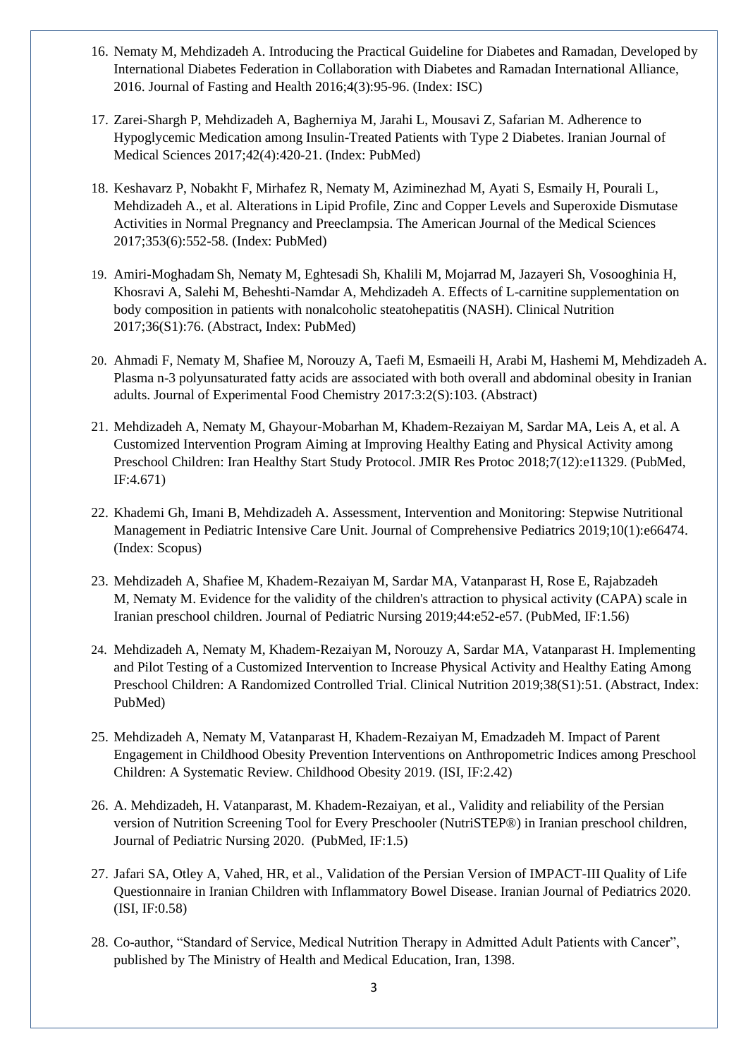16. Nematy M, Mehdizadeh A. Introducing the Practical Guideline for Diabetes and Ramadan, Developed by International Diabetes Federation in Collaboration with Diabetes and Ramadan International Alliance, 2016. Journal of Fasting and Health 2016;4(3):95-96. (Index: ISC)

17. Zarei-Shargh P, Mehdizadeh A, Bagherniya M, Jarahi L, Mousavi Z, Safarian M. Adherence to Hypoglycemic Medication among Insulin-Treated Patients with Type 2 Diabetes. Iranian Journal of Medical Sciences 2017;42(4):420-21. (Index: PubMed)

18. Keshavarz P, Nobakht F, Mirhafez R, Nematy M, Aziminezhad M, Ayati S, Esmaily H, Pourali L, Mehdizadeh A., et al. Alterations in Lipid Profile, Zinc and Copper Levels and Superoxide Dismutase Activities in Normal Pregnancy and Preeclampsia. The American Journal of the Medical Sciences 2017;353(6):552-58. (Index: PubMed)

19. Amiri-Moghadam Sh, Nematy M, Eghtesadi Sh, Khalili M, Mojarrad M, Jazayeri Sh, Vosooghinia H, Khosravi A, Salehi M, Beheshti-Namdar A, Mehdizadeh A. Effects of L-carnitine supplementation on body composition in patients with nonalcoholic steatohepatitis (NASH). Clinical Nutrition 2017;36(S1):76. (Abstract, Index: PubMed)

20. Ahmadi F, Nematy M, Shafiee M, Norouzy A, Taefi M, Esmaeili H, Arabi M, Hashemi M, Mehdizadeh A. Plasma n-3 polyunsaturated fatty acids are associated with both overall and abdominal obesity in Iranian adults. Journal of Experimental Food Chemistry 2017:3:2(S):103. (Abstract)

21. Mehdizadeh A, Nematy M, Ghayour-Mobarhan M, Khadem-Rezaiyan M, Sardar MA, Leis A, et al. A Customized Intervention Program Aiming at Improving Healthy Eating and Physical Activity among Preschool Children: Iran Healthy Start Study Protocol. JMIR Res Protoc 2018;7(12):e11329. (PubMed, IF:4.671)

22. Khademi Gh, Imani B, Mehdizadeh A. Assessment, Intervention and Monitoring: Stepwise Nutritional Management in Pediatric Intensive Care Unit. Journal of Comprehensive Pediatrics 2019;10(1):e66474. (Index: Scopus)

23. Mehdizadeh A, Shafiee M, Khadem-Rezaiyan M, Sardar MA, Vatanparast H, Rose E, Rajabzadeh M, Nematy M. Evidence for the validity of the children's attraction to physical activity (CAPA) scale in Iranian preschool children. Journal of Pediatric Nursing 2019;44:e52-e57. (PubMed, IF:1.56)

24. Mehdizadeh A, Nematy M, Khadem-Rezaiyan M, Norouzy A, Sardar MA, Vatanparast H. Implementing and Pilot Testing of a Customized Intervention to Increase Physical Activity and Healthy Eating Among Preschool Children: A Randomized Controlled Trial. Clinical Nutrition 2019;38(S1):51. (Abstract, Index: PubMed)

25. Mehdizadeh A, Nematy M, Vatanparast H, Khadem-Rezaiyan M, Emadzadeh M. Impact of Parent Engagement in Childhood Obesity Prevention Interventions on Anthropometric Indices among Preschool Children: A Systematic Review. Childhood Obesity 2019. (ISI, IF:2.42)

26. A. Mehdizadeh, H. Vatanparast, M. Khadem-Rezaiyan, et al., Validity and reliability of the Persian version of Nutrition Screening Tool for Every Preschooler (NutriSTEP®) in Iranian preschool children, Journal of Pediatric Nursing 2020. (PubMed, IF:1.5)

27. Jafari SA, Otley A, Vahed, HR, et al., Validation of the Persian Version of IMPACT-III Quality of Life Questionnaire in Iranian Children with Inflammatory Bowel Disease. Iranian Journal of Pediatrics 2020. (ISI, IF:0.58)

28. Co-author, "Standard of Service, Medical Nutrition Therapy in Admitted Adult Patients with Cancer", published by The Ministry of Health and Medical Education, Iran, 1398.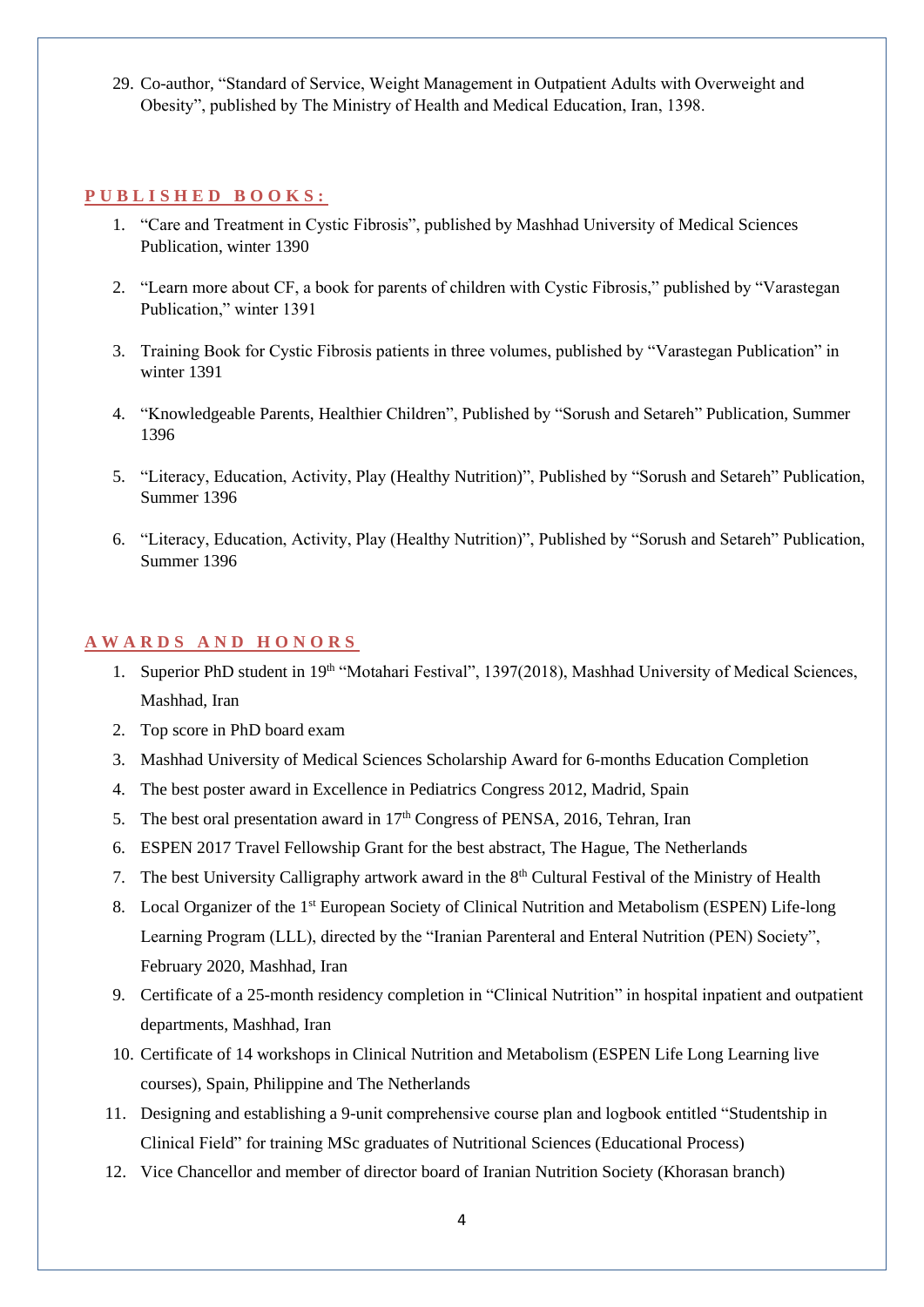29. Co-author, "Standard of Service, Weight Management in Outpatient Adults with Overweight and Obesity", published by The Ministry of Health and Medical Education, Iran, 1398.

## PUBLISHED BOOKS:

1. "Care and Treatment in Cystic Fibrosis", published by Mashhad University of Medical Sciences Publication, winter 1390

2. "Learn more about CF, a book for parents of children with Cystic Fibrosis," published by "Varastegan Publication," winter 1391

3. Training Book for Cystic Fibrosis patients in three volumes, published by "Varastegan Publication" in winter 1391

4. "Knowledgeable Parents, Healthier Children", Published by "Sorush and Setareh" Publication, Summer 1396

5. "Literacy, Education, Activity, Play (Healthy Nutrition)", Published by "Sorush and Setareh" Publication, Summer 1396

6. "Literacy, Education, Activity, Play (Healthy Nutrition)", Published by "Sorush and Setareh" Publication, Summer 1396

## AWARDS AND HONORS

1. Superior PhD student in 19th "Motahari Festival", 1397(2018), Mashhad University of Medical Sciences, Mashhad, Iran
2. Top score in PhD board exam
3. Mashhad University of Medical Sciences Scholarship Award for 6-months Education Completion
4. The best poster award in Excellence in Pediatrics Congress 2012, Madrid, Spain
5. The best oral presentation award in 17th Congress of PENSA, 2016, Tehran, Iran
6. ESPEN 2017 Travel Fellowship Grant for the best abstract, The Hague, The Netherlands
7. The best University Calligraphy artwork award in the 8th Cultural Festival of the Ministry of Health
8. Local Organizer of the 1st European Society of Clinical Nutrition and Metabolism (ESPEN) Life-long Learning Program (LLL), directed by the "Iranian Parenteral and Enteral Nutrition (PEN) Society", February 2020, Mashhad, Iran
9. Certificate of a 25-month residency completion in "Clinical Nutrition" in hospital inpatient and outpatient departments, Mashhad, Iran
10. Certificate of 14 workshops in Clinical Nutrition and Metabolism (ESPEN Life Long Learning live courses), Spain, Philippine and The Netherlands
11. Designing and establishing a 9-unit comprehensive course plan and logbook entitled "Studentship in Clinical Field" for training MSc graduates of Nutritional Sciences (Educational Process)
12. Vice Chancellor and member of director board of Iranian Nutrition Society (Khorasan branch)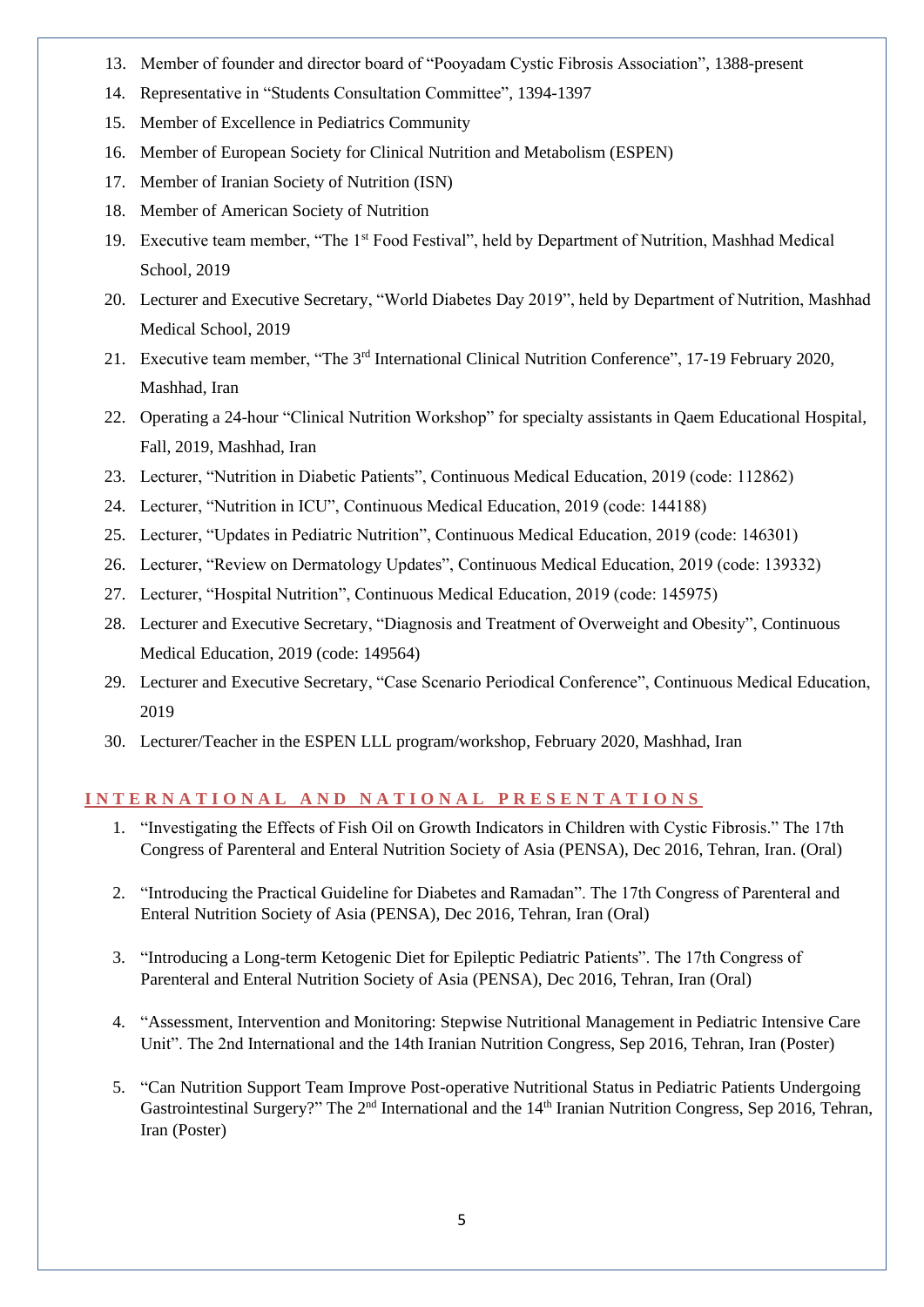13. Member of founder and director board of “Pooyadam Cystic Fibrosis Association”, 1388-present
14. Representative in “Students Consultation Committee”, 1394-1397
15. Member of Excellence in Pediatrics Community
16. Member of European Society for Clinical Nutrition and Metabolism (ESPEN)
17. Member of Iranian Society of Nutrition (ISN)
18. Member of American Society of Nutrition
19. Executive team member, “The 1st Food Festival”, held by Department of Nutrition, Mashhad Medical School, 2019
20. Lecturer and Executive Secretary, “World Diabetes Day 2019”, held by Department of Nutrition, Mashhad Medical School, 2019
21. Executive team member, “The 3rd International Clinical Nutrition Conference”, 17-19 February 2020, Mashhad, Iran
22. Operating a 24-hour “Clinical Nutrition Workshop” for specialty assistants in Qaem Educational Hospital, Fall, 2019, Mashhad, Iran
23. Lecturer, “Nutrition in Diabetic Patients”, Continuous Medical Education, 2019 (code: 112862)
24. Lecturer, “Nutrition in ICU”, Continuous Medical Education, 2019 (code: 144188)
25. Lecturer, “Updates in Pediatric Nutrition”, Continuous Medical Education, 2019 (code: 146301)
26. Lecturer, “Review on Dermatology Updates”, Continuous Medical Education, 2019 (code: 139332)
27. Lecturer, “Hospital Nutrition”, Continuous Medical Education, 2019 (code: 145975)
28. Lecturer and Executive Secretary, “Diagnosis and Treatment of Overweight and Obesity”, Continuous Medical Education, 2019 (code: 149564)
29. Lecturer and Executive Secretary, “Case Scenario Periodical Conference”, Continuous Medical Education, 2019
30. Lecturer/Teacher in the ESPEN LLL program/workshop, February 2020, Mashhad, Iran

## INTERNATIONAL AND NATIONAL PRESENTATIONS

1. “Investigating the Effects of Fish Oil on Growth Indicators in Children with Cystic Fibrosis.” The 17th Congress of Parenteral and Enteral Nutrition Society of Asia (PENSA), Dec 2016, Tehran, Iran. (Oral)
2. “Introducing the Practical Guideline for Diabetes and Ramadan”. The 17th Congress of Parenteral and Enteral Nutrition Society of Asia (PENSA), Dec 2016, Tehran, Iran (Oral)
3. “Introducing a Long-term Ketogenic Diet for Epileptic Pediatric Patients”. The 17th Congress of Parenteral and Enteral Nutrition Society of Asia (PENSA), Dec 2016, Tehran, Iran (Oral)
4. “Assessment, Intervention and Monitoring: Stepwise Nutritional Management in Pediatric Intensive Care Unit”. The 2nd International and the 14th Iranian Nutrition Congress, Sep 2016, Tehran, Iran (Poster)
5. “Can Nutrition Support Team Improve Post-operative Nutritional Status in Pediatric Patients Undergoing Gastrointestinal Surgery?” The 2nd International and the 14th Iranian Nutrition Congress, Sep 2016, Tehran, Iran (Poster)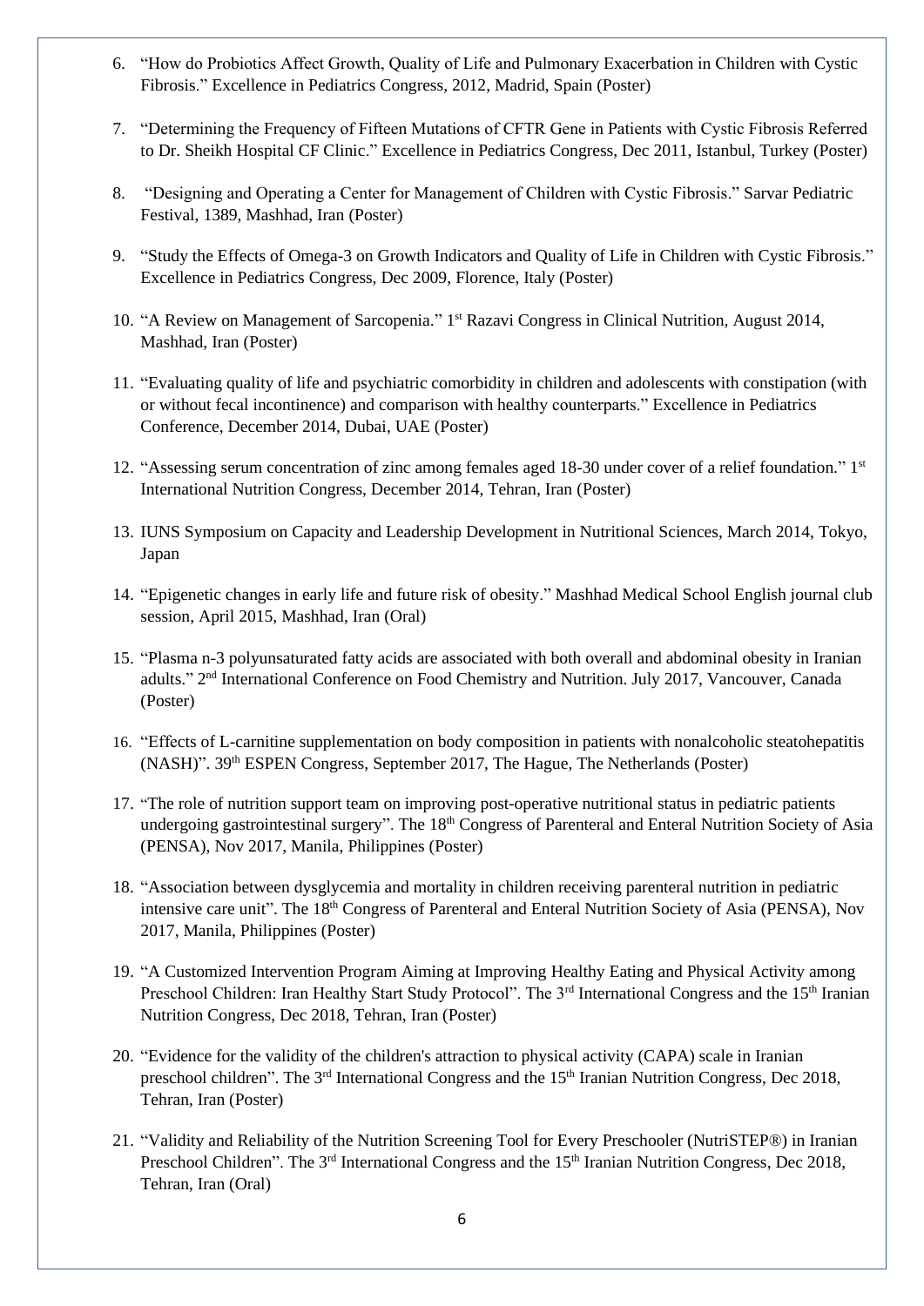6. "How do Probiotics Affect Growth, Quality of Life and Pulmonary Exacerbation in Children with Cystic Fibrosis." Excellence in Pediatrics Congress, 2012, Madrid, Spain (Poster)

7. "Determining the Frequency of Fifteen Mutations of CFTR Gene in Patients with Cystic Fibrosis Referred to Dr. Sheikh Hospital CF Clinic." Excellence in Pediatrics Congress, Dec 2011, Istanbul, Turkey (Poster)

8. "Designing and Operating a Center for Management of Children with Cystic Fibrosis." Sarvar Pediatric Festival, 1389, Mashhad, Iran (Poster)

9. "Study the Effects of Omega-3 on Growth Indicators and Quality of Life in Children with Cystic Fibrosis." Excellence in Pediatrics Congress, Dec 2009, Florence, Italy (Poster)

10. "A Review on Management of Sarcopenia." 1st Razavi Congress in Clinical Nutrition, August 2014, Mashhad, Iran (Poster)

11. "Evaluating quality of life and psychiatric comorbidity in children and adolescents with constipation (with or without fecal incontinence) and comparison with healthy counterparts." Excellence in Pediatrics Conference, December 2014, Dubai, UAE (Poster)

12. "Assessing serum concentration of zinc among females aged 18-30 under cover of a relief foundation." 1st International Nutrition Congress, December 2014, Tehran, Iran (Poster)

13. IUNS Symposium on Capacity and Leadership Development in Nutritional Sciences, March 2014, Tokyo, Japan

14. "Epigenetic changes in early life and future risk of obesity." Mashhad Medical School English journal club session, April 2015, Mashhad, Iran (Oral)

15. "Plasma n-3 polyunsaturated fatty acids are associated with both overall and abdominal obesity in Iranian adults." 2nd International Conference on Food Chemistry and Nutrition. July 2017, Vancouver, Canada (Poster)

16. "Effects of L-carnitine supplementation on body composition in patients with nonalcoholic steatohepatitis (NASH)". 39th ESPEN Congress, September 2017, The Hague, The Netherlands (Poster)

17. "The role of nutrition support team on improving post-operative nutritional status in pediatric patients undergoing gastrointestinal surgery". The 18th Congress of Parenteral and Enteral Nutrition Society of Asia (PENSA), Nov 2017, Manila, Philippines (Poster)

18. "Association between dysglycemia and mortality in children receiving parenteral nutrition in pediatric intensive care unit". The 18th Congress of Parenteral and Enteral Nutrition Society of Asia (PENSA), Nov 2017, Manila, Philippines (Poster)

19. "A Customized Intervention Program Aiming at Improving Healthy Eating and Physical Activity among Preschool Children: Iran Healthy Start Study Protocol". The 3rd International Congress and the 15th Iranian Nutrition Congress, Dec 2018, Tehran, Iran (Poster)

20. "Evidence for the validity of the children's attraction to physical activity (CAPA) scale in Iranian preschool children". The 3rd International Congress and the 15th Iranian Nutrition Congress, Dec 2018, Tehran, Iran (Poster)

21. "Validity and Reliability of the Nutrition Screening Tool for Every Preschooler (NutriSTEP®) in Iranian Preschool Children". The 3rd International Congress and the 15th Iranian Nutrition Congress, Dec 2018, Tehran, Iran (Oral)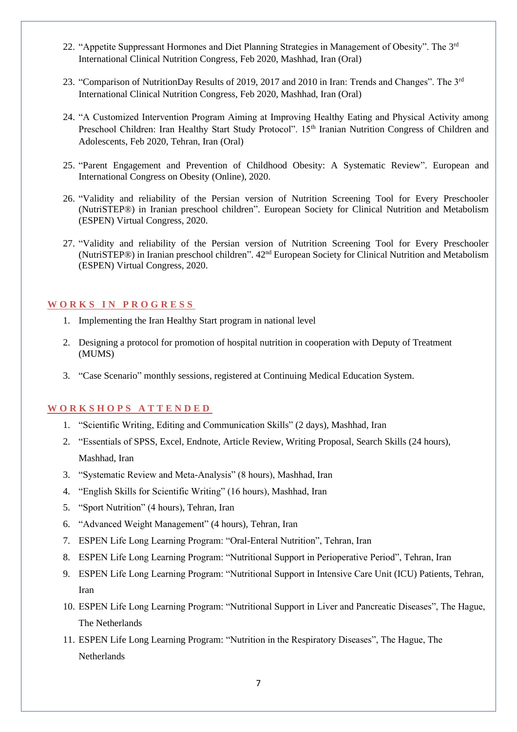22. "Appetite Suppressant Hormones and Diet Planning Strategies in Management of Obesity". The 3rd International Clinical Nutrition Congress, Feb 2020, Mashhad, Iran (Oral)

23. "Comparison of NutritionDay Results of 2019, 2017 and 2010 in Iran: Trends and Changes". The 3rd International Clinical Nutrition Congress, Feb 2020, Mashhad, Iran (Oral)

24. "A Customized Intervention Program Aiming at Improving Healthy Eating and Physical Activity among Preschool Children: Iran Healthy Start Study Protocol". 15th Iranian Nutrition Congress of Children and Adolescents, Feb 2020, Tehran, Iran (Oral)

25. "Parent Engagement and Prevention of Childhood Obesity: A Systematic Review". European and International Congress on Obesity (Online), 2020.

26. "Validity and reliability of the Persian version of Nutrition Screening Tool for Every Preschooler (NutriSTEP®) in Iranian preschool children". European Society for Clinical Nutrition and Metabolism (ESPEN) Virtual Congress, 2020.

27. "Validity and reliability of the Persian version of Nutrition Screening Tool for Every Preschooler (NutriSTEP®) in Iranian preschool children". 42nd European Society for Clinical Nutrition and Metabolism (ESPEN) Virtual Congress, 2020.

## WORKS IN PROGRESS

1. Implementing the Iran Healthy Start program in national level

2. Designing a protocol for promotion of hospital nutrition in cooperation with Deputy of Treatment (MUMS)

3. "Case Scenario" monthly sessions, registered at Continuing Medical Education System.

## WORKSHOPS ATTENDED

1. "Scientific Writing, Editing and Communication Skills" (2 days), Mashhad, Iran
2. "Essentials of SPSS, Excel, Endnote, Article Review, Writing Proposal, Search Skills (24 hours), Mashhad, Iran
3. "Systematic Review and Meta-Analysis" (8 hours), Mashhad, Iran
4. "English Skills for Scientific Writing" (16 hours), Mashhad, Iran
5. "Sport Nutrition" (4 hours), Tehran, Iran
6. "Advanced Weight Management" (4 hours), Tehran, Iran
7. ESPEN Life Long Learning Program: "Oral-Enteral Nutrition", Tehran, Iran
8. ESPEN Life Long Learning Program: "Nutritional Support in Perioperative Period", Tehran, Iran
9. ESPEN Life Long Learning Program: "Nutritional Support in Intensive Care Unit (ICU) Patients, Tehran, Iran
10. ESPEN Life Long Learning Program: "Nutritional Support in Liver and Pancreatic Diseases", The Hague, The Netherlands
11. ESPEN Life Long Learning Program: "Nutrition in the Respiratory Diseases", The Hague, The Netherlands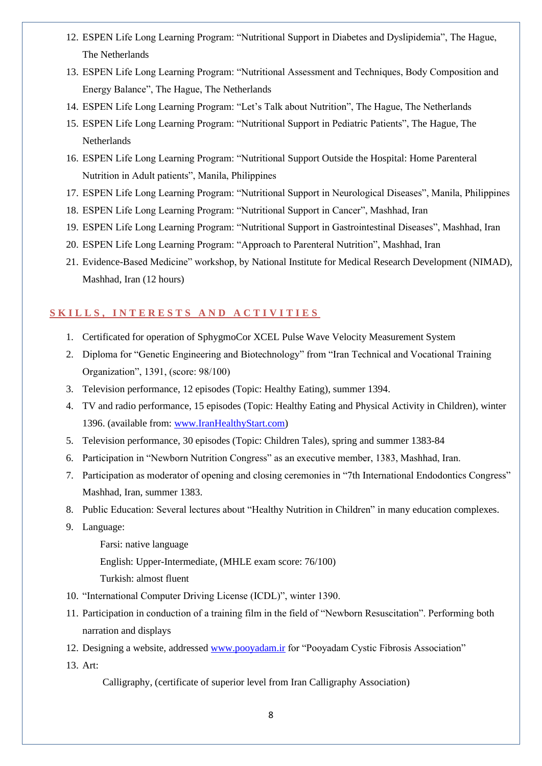12. ESPEN Life Long Learning Program: “Nutritional Support in Diabetes and Dyslipidemia”, The Hague, The Netherlands
13. ESPEN Life Long Learning Program: “Nutritional Assessment and Techniques, Body Composition and Energy Balance”, The Hague, The Netherlands
14. ESPEN Life Long Learning Program: “Let’s Talk about Nutrition”, The Hague, The Netherlands
15. ESPEN Life Long Learning Program: “Nutritional Support in Pediatric Patients”, The Hague, The Netherlands
16. ESPEN Life Long Learning Program: “Nutritional Support Outside the Hospital: Home Parenteral Nutrition in Adult patients”, Manila, Philippines
17. ESPEN Life Long Learning Program: “Nutritional Support in Neurological Diseases”, Manila, Philippines
18. ESPEN Life Long Learning Program: “Nutritional Support in Cancer”, Mashhad, Iran
19. ESPEN Life Long Learning Program: “Nutritional Support in Gastrointestinal Diseases”, Mashhad, Iran
20. ESPEN Life Long Learning Program: “Approach to Parenteral Nutrition”, Mashhad, Iran
21. Evidence-Based Medicine” workshop, by National Institute for Medical Research Development (NIMAD), Mashhad, Iran (12 hours)

## SKILLS, INTERESTS AND ACTIVITIES

1. Certificated for operation of SphygmoCor XCEL Pulse Wave Velocity Measurement System
2. Diploma for “Genetic Engineering and Biotechnology” from “Iran Technical and Vocational Training Organization”, 1391, (score: 98/100)
3. Television performance, 12 episodes (Topic: Healthy Eating), summer 1394.
4. TV and radio performance, 15 episodes (Topic: Healthy Eating and Physical Activity in Children), winter 1396. (available from: www.IranHealthyStart.com)
5. Television performance, 30 episodes (Topic: Children Tales), spring and summer 1383-84
6. Participation in “Newborn Nutrition Congress” as an executive member, 1383, Mashhad, Iran.
7. Participation as moderator of opening and closing ceremonies in “7th International Endodontics Congress” Mashhad, Iran, summer 1383.
8. Public Education: Several lectures about “Healthy Nutrition in Children” in many education complexes.
9. Language:
   - Farsi: native language
   - English: Upper-Intermediate, (MHLE exam score: 76/100)
   - Turkish: almost fluent
10. “International Computer Driving License (ICDL)”, winter 1390.
11. Participation in conduction of a training film in the field of “Newborn Resuscitation”. Performing both narration and displays
12. Designing a website, addressed www.pooyadam.ir for “Pooyadam Cystic Fibrosis Association”
13. Art:
    - Calligraphy, (certificate of superior level from Iran Calligraphy Association)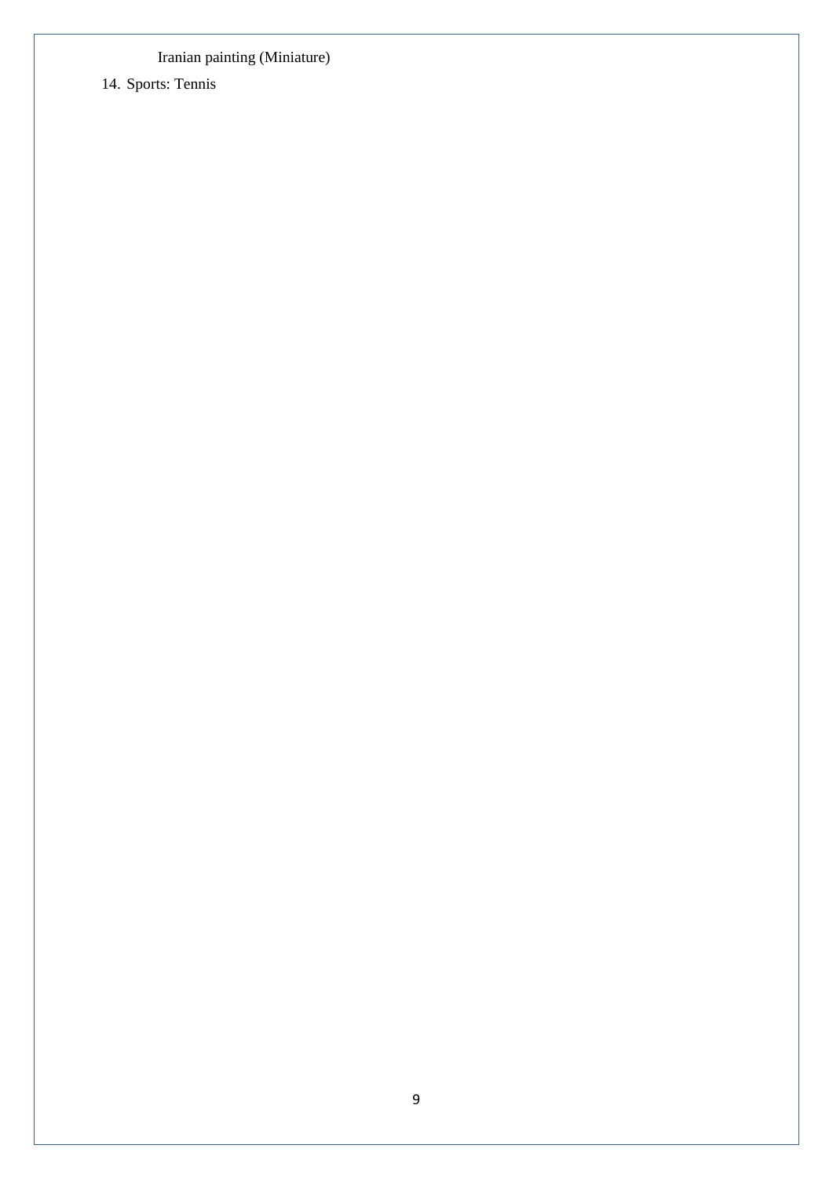Iranian painting (Miniature)

14. Sports: Tennis